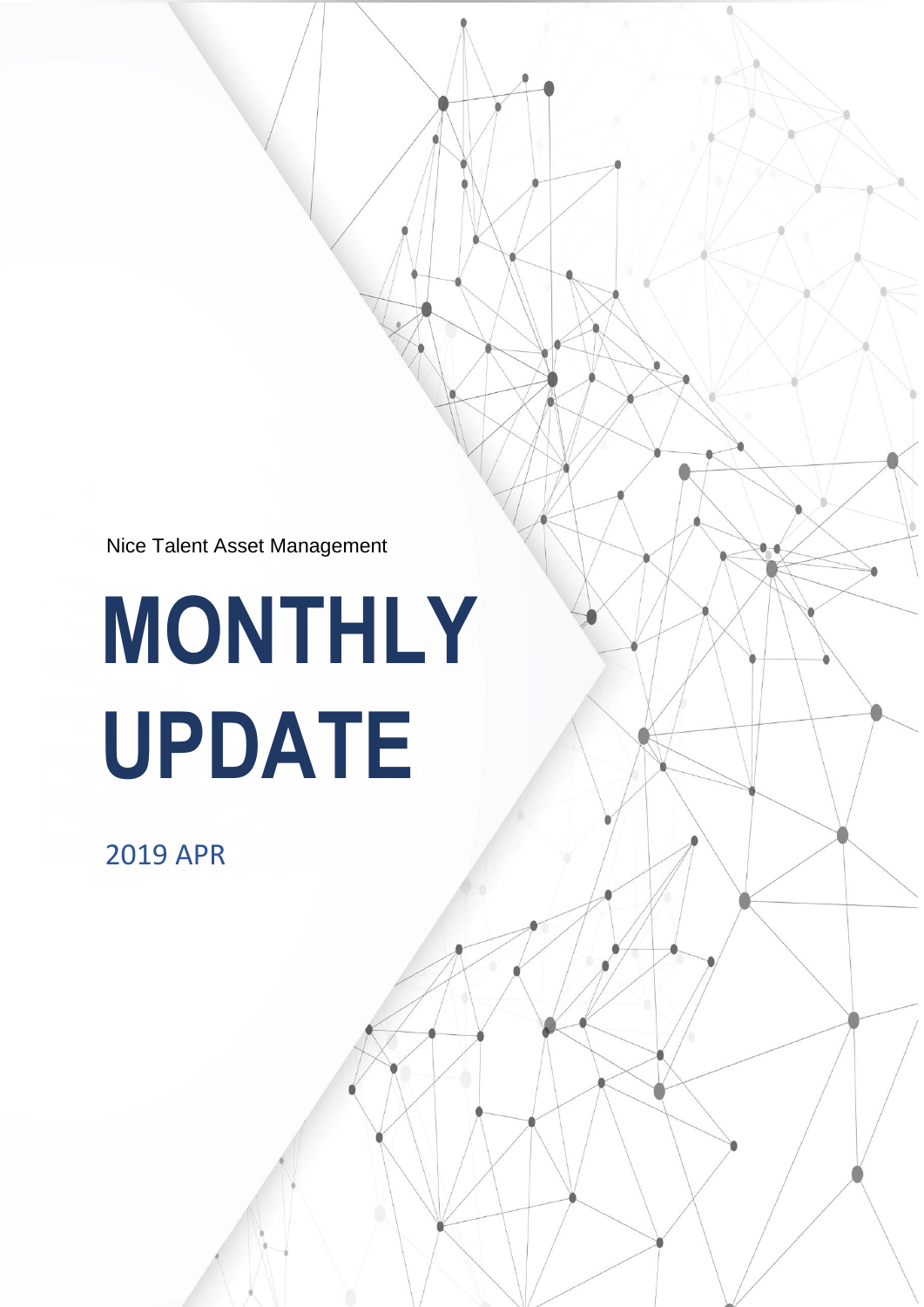Nice Talent Asset Management

# MONTHLY UPDATE

2019 APR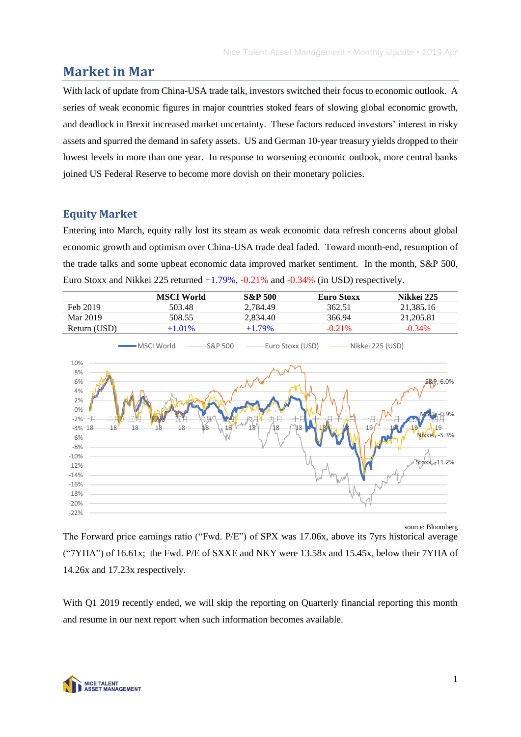# Market in Mar

With lack of update from China-USA trade talk, investors switched their focus to economic outlook. A series of weak economic figures in major countries stoked fears of slowing global economic growth, and deadlock in Brexit increased market uncertainty. These factors reduced investors' interest in risky assets and spurred the demand in safety assets. US and German 10-year treasury yields dropped to their lowest levels in more than one year. In response to worsening economic outlook, more central banks joined US Federal Reserve to become more dovish on their monetary policies.

## Equity Market

Entering into March, equity rally lost its steam as weak economic data refresh concerns about global economic growth and optimism over China-USA trade deal faded. Toward month-end, resumption of the trade talks and some upbeat economic data improved market sentiment. In the month, S&P 500, Euro Stoxx and Nikkei 225 returned +1.79%, -0.21% and -0.34% (in USD) respectively.

| | MSCI World | S&P 500 | Euro Stoxx | Nikkei 225 |
|---|---|---|---|---|
| Feb 2019 | 503.48 | 2,784.49 | 362.51 | 21,385.16 |
| Mar 2019 | 508.55 | 2,834.40 | 366.94 | 21,205.81 |
| Return (USD) | +1.01% | +1.79% | -0.21% | -0.34% |

source: Bloomberg

The Forward price earnings ratio ("Fwd. P/E") of SPX was 17.06x, above its 7yrs historical average ("7YHA") of 16.61x; the Fwd. P/E of SXXE and NKY were 13.58x and 15.45x, below their 7YHA of 14.26x and 17.23x respectively.

With Q1 2019 recently ended, we will skip the reporting on Quarterly financial reporting this month and resume in our next report when such information becomes available.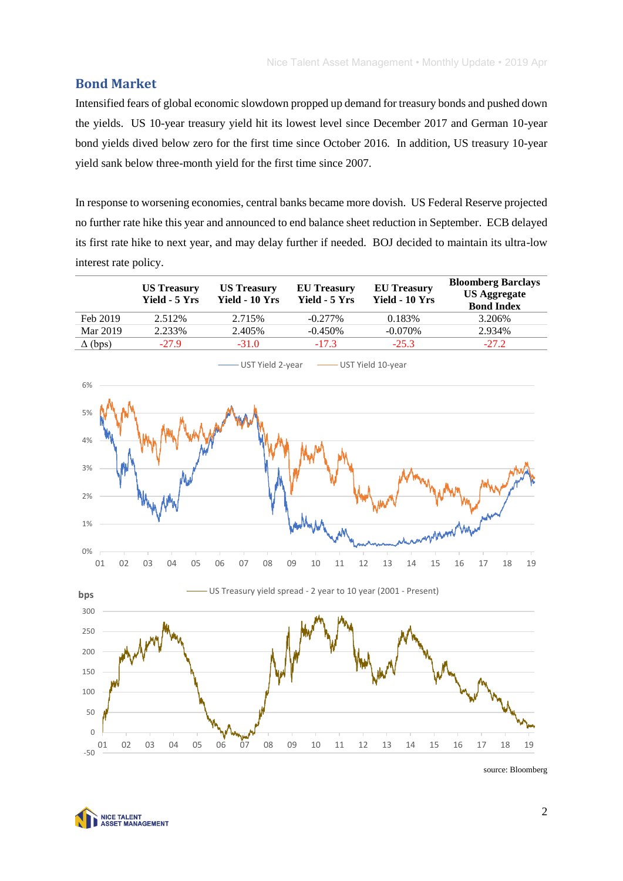## Bond Market

Intensified fears of global economic slowdown propped up demand for treasury bonds and pushed down the yields. US 10-year treasury yield hit its lowest level since December 2017 and German 10-year bond yields dived below zero for the first time since October 2016. In addition, US treasury 10-year yield sank below three-month yield for the first time since 2007.

In response to worsening economies, central banks became more dovish. US Federal Reserve projected no further rate hike this year and announced to end balance sheet reduction in September. ECB delayed its first rate hike to next year, and may delay further if needed. BOJ decided to maintain its ultra-low interest rate policy.

| | US Treasury Yield - 5 Yrs | US Treasury Yield - 10 Yrs | EU Treasury Yield - 5 Yrs | EU Treasury Yield - 10 Yrs | Bloomberg Barclays US Aggregate Bond Index |
|---|---|---|---|---|---|
| Feb 2019 | 2.512% | 2.715% | -0.277% | 0.183% | 3.206% |
| Mar 2019 | 2.233% | 2.405% | -0.450% | -0.070% | 2.934% |
| Δ (bps) | -27.9 | -31.0 | -17.3 | -25.3 | -27.2 |

UST Yield 2-year — UST Yield 10-year

US Treasury yield spread - 2 year to 10 year (2001 - Present)

source: Bloomberg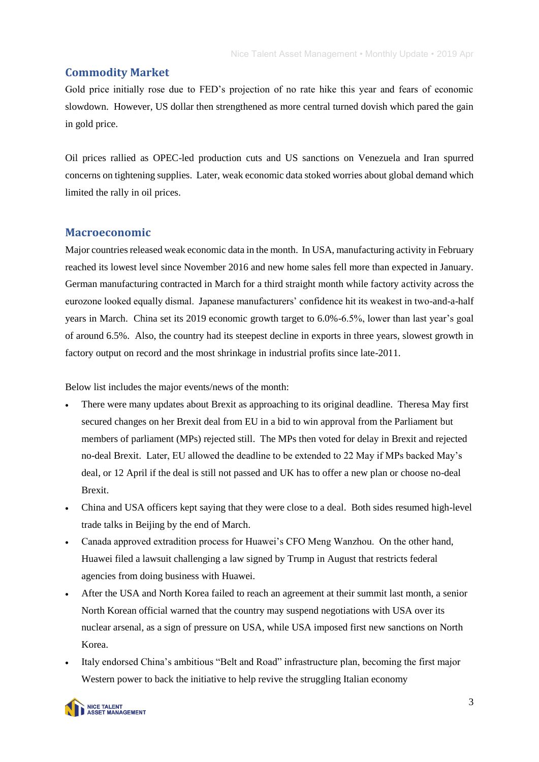## Commodity Market

Gold price initially rose due to FED's projection of no rate hike this year and fears of economic slowdown. However, US dollar then strengthened as more central turned dovish which pared the gain in gold price.

Oil prices rallied as OPEC-led production cuts and US sanctions on Venezuela and Iran spurred concerns on tightening supplies. Later, weak economic data stoked worries about global demand which limited the rally in oil prices.

## Macroeconomic

Major countries released weak economic data in the month. In USA, manufacturing activity in February reached its lowest level since November 2016 and new home sales fell more than expected in January. German manufacturing contracted in March for a third straight month while factory activity across the eurozone looked equally dismal. Japanese manufacturers' confidence hit its weakest in two-and-a-half years in March. China set its 2019 economic growth target to 6.0%-6.5%, lower than last year's goal of around 6.5%. Also, the country had its steepest decline in exports in three years, slowest growth in factory output on record and the most shrinkage in industrial profits since late-2011.

Below list includes the major events/news of the month:

- There were many updates about Brexit as approaching to its original deadline. Theresa May first secured changes on her Brexit deal from EU in a bid to win approval from the Parliament but members of parliament (MPs) rejected still. The MPs then voted for delay in Brexit and rejected no-deal Brexit. Later, EU allowed the deadline to be extended to 22 May if MPs backed May's deal, or 12 April if the deal is still not passed and UK has to offer a new plan or choose no-deal Brexit.
- China and USA officers kept saying that they were close to a deal. Both sides resumed high-level trade talks in Beijing by the end of March.
- Canada approved extradition process for Huawei's CFO Meng Wanzhou. On the other hand, Huawei filed a lawsuit challenging a law signed by Trump in August that restricts federal agencies from doing business with Huawei.
- After the USA and North Korea failed to reach an agreement at their summit last month, a senior North Korean official warned that the country may suspend negotiations with USA over its nuclear arsenal, as a sign of pressure on USA, while USA imposed first new sanctions on North Korea.
- Italy endorsed China's ambitious "Belt and Road" infrastructure plan, becoming the first major Western power to back the initiative to help revive the struggling Italian economy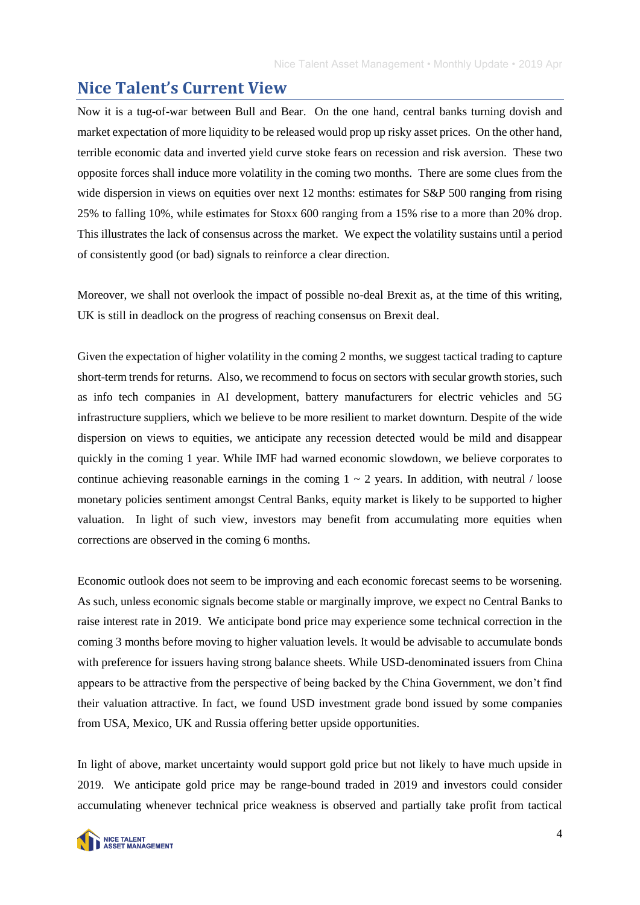## Nice Talent's Current View

Now it is a tug-of-war between Bull and Bear. On the one hand, central banks turning dovish and market expectation of more liquidity to be released would prop up risky asset prices. On the other hand, terrible economic data and inverted yield curve stoke fears on recession and risk aversion. These two opposite forces shall induce more volatility in the coming two months. There are some clues from the wide dispersion in views on equities over next 12 months: estimates for S&P 500 ranging from rising 25% to falling 10%, while estimates for Stoxx 600 ranging from a 15% rise to a more than 20% drop. This illustrates the lack of consensus across the market. We expect the volatility sustains until a period of consistently good (or bad) signals to reinforce a clear direction.

Moreover, we shall not overlook the impact of possible no-deal Brexit as, at the time of this writing, UK is still in deadlock on the progress of reaching consensus on Brexit deal.

Given the expectation of higher volatility in the coming 2 months, we suggest tactical trading to capture short-term trends for returns. Also, we recommend to focus on sectors with secular growth stories, such as info tech companies in AI development, battery manufacturers for electric vehicles and 5G infrastructure suppliers, which we believe to be more resilient to market downturn. Despite of the wide dispersion on views to equities, we anticipate any recession detected would be mild and disappear quickly in the coming 1 year. While IMF had warned economic slowdown, we believe corporates to continue achieving reasonable earnings in the coming 1 ~ 2 years. In addition, with neutral / loose monetary policies sentiment amongst Central Banks, equity market is likely to be supported to higher valuation. In light of such view, investors may benefit from accumulating more equities when corrections are observed in the coming 6 months.

Economic outlook does not seem to be improving and each economic forecast seems to be worsening. As such, unless economic signals become stable or marginally improve, we expect no Central Banks to raise interest rate in 2019. We anticipate bond price may experience some technical correction in the coming 3 months before moving to higher valuation levels. It would be advisable to accumulate bonds with preference for issuers having strong balance sheets. While USD-denominated issuers from China appears to be attractive from the perspective of being backed by the China Government, we don't find their valuation attractive. In fact, we found USD investment grade bond issued by some companies from USA, Mexico, UK and Russia offering better upside opportunities.

In light of above, market uncertainty would support gold price but not likely to have much upside in 2019. We anticipate gold price may be range-bound traded in 2019 and investors could consider accumulating whenever technical price weakness is observed and partially take profit from tactical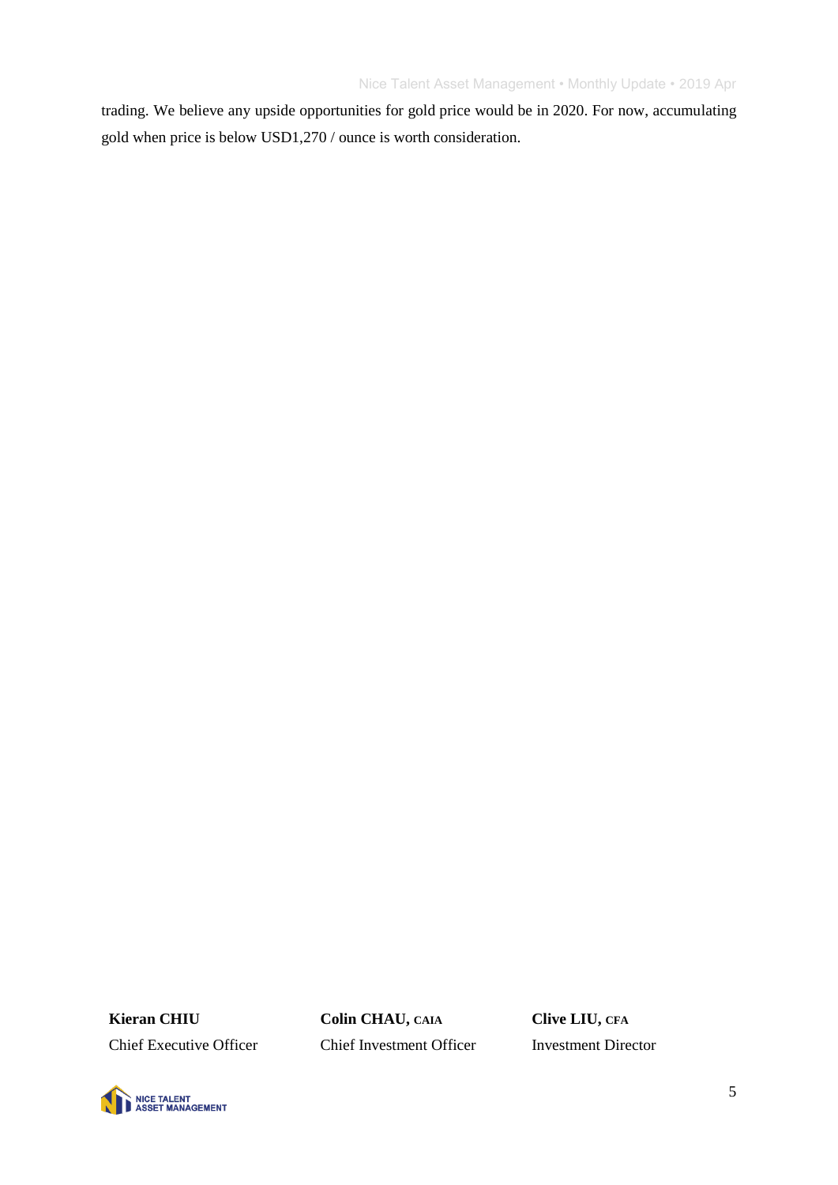trading. We believe any upside opportunities for gold price would be in 2020. For now, accumulating gold when price is below USD1,270 / ounce is worth consideration.

| **Kieran CHIU** | **Colin CHAU, CAIA** | **Clive LIU, CFA** |
|---|---|---|
| Chief Executive Officer | Chief Investment Officer | Investment Director |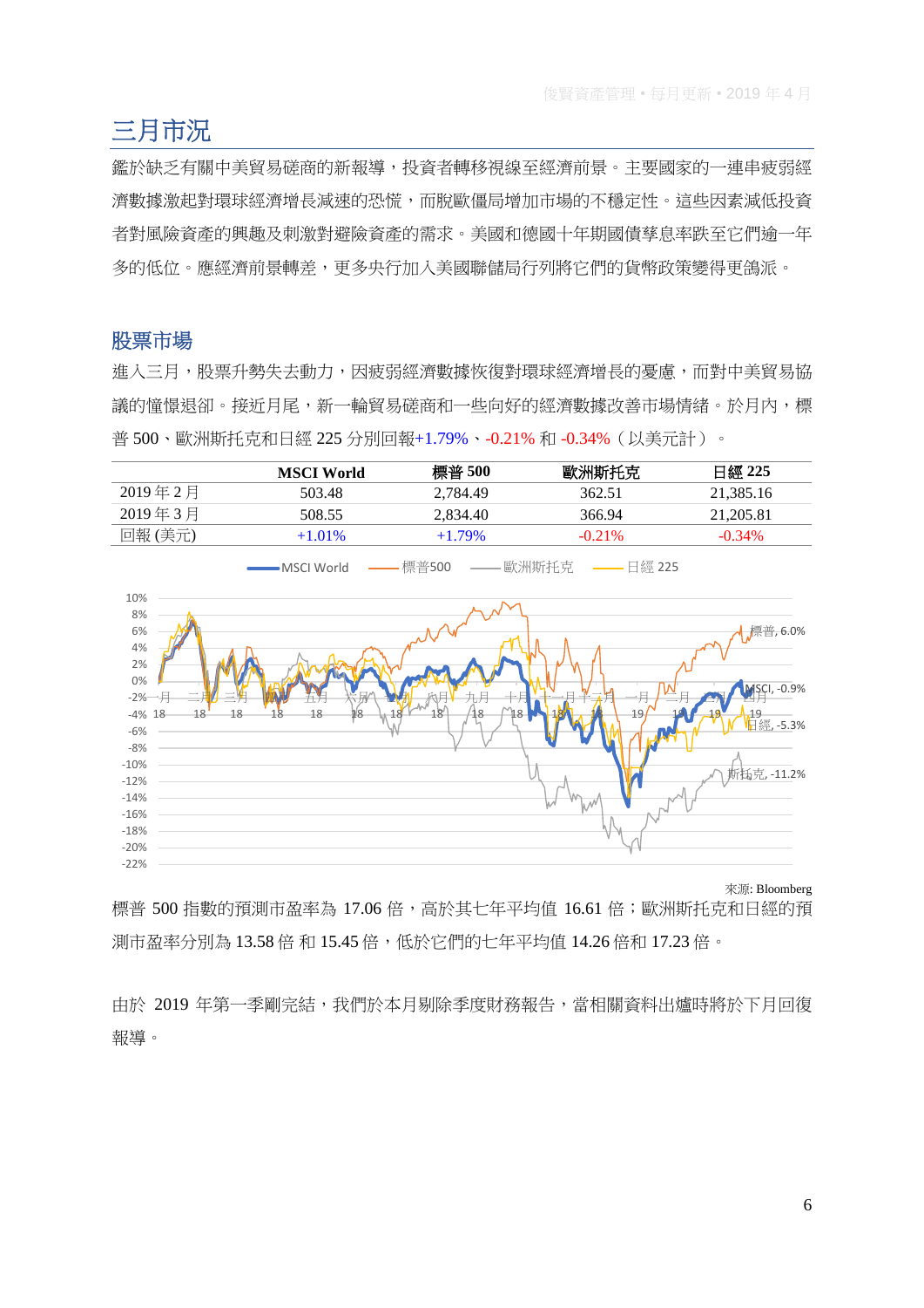# 三月市況

鑑於缺乏有關中美貿易磋商的新報導，投資者轉移視線至經濟前景。主要國家的一連串疲弱經濟數據激起對環球經濟增長減速的恐慌，而脫歐僵局增加市場的不穩定性。這些因素減低投資者對風險資產的興趣及刺激對避險資產的需求。美國和德國十年期國債孳息率跌至它們逾一年多的低位。應經濟前景轉差，更多央行加入美國聯儲局行列將它們的貨幣政策變得更鴿派。

## 股票市場

進入三月，股票升勢失去動力，因疲弱經濟數據恢復對環球經濟增長的憂慮，而對中美貿易協議的憧憬退卻。接近月尾，新一輪貿易磋商和一些向好的經濟數據改善市場情緒。於月內，標普 500、歐洲斯托克和日經 225 分別回報+1.79%、-0.21% 和 -0.34%（以美元計）。

| | MSCI World | 標普 500 | 歐洲斯托克 | 日經 225 |
|---|---|---|---|---|
| 2019 年 2 月 | 503.48 | 2,784.49 | 362.51 | 21,385.16 |
| 2019 年 3 月 | 508.55 | 2,834.40 | 366.94 | 21,205.81 |
| 回報 (美元) | +1.01% | +1.79% | -0.21% | -0.34% |

來源: Bloomberg

標普 500 指數的預測市盈率為 17.06 倍，高於其七年平均值 16.61 倍；歐洲斯托克和日經的預測市盈率分別為 13.58 倍 和 15.45 倍，低於它們的七年平均值 14.26 倍和 17.23 倍。

由於 2019 年第一季剛完結，我們於本月剔除季度財務報告，當相關資料出爐時將於下月回復報導。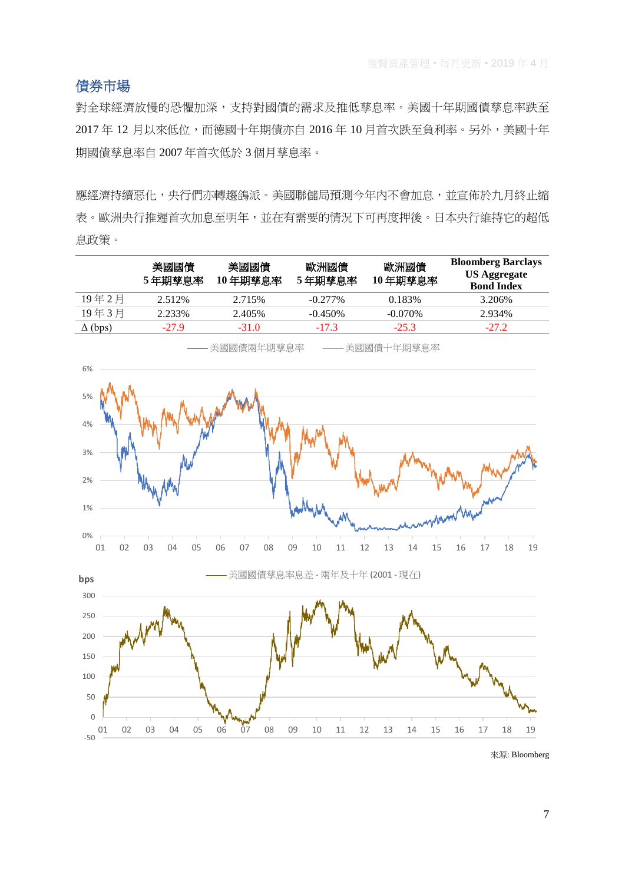## 債券市場

對全球經濟放慢的恐懼加深，支持對國債的需求及推低孳息率。美國十年期國債孳息率跌至 2017 年 12 月以來低位，而德國十年期債亦自 2016 年 10 月首次跌至負利率。另外，美國十年期國債孳息率自 2007 年首次低於 3 個月孳息率。

應經濟持續惡化，央行們亦轉趨鴿派。美國聯儲局預測今年內不會加息，並宣佈於九月終止縮表。歐洲央行推遲首次加息至明年，並在有需要的情況下可再度押後。日本央行維持它的超低息政策。

| | 美國國債 5 年期孳息率 | 美國國債 10 年期孳息率 | 歐洲國債 5 年期孳息率 | 歐洲國債 10 年期孳息率 | Bloomberg Barclays US Aggregate Bond Index |
|---|---|---|---|---|---|
| 19 年 2 月 | 2.512% | 2.715% | -0.277% | 0.183% | 3.206% |
| 19 年 3 月 | 2.233% | 2.405% | -0.450% | -0.070% | 2.934% |
| Δ (bps) | -27.9 | -31.0 | -17.3 | -25.3 | -27.2 |

—— 美國國債兩年期孳息率 —— 美國國債十年期孳息率

—— 美國國債孳息率息差 - 兩年及十年 (2001 - 現在)

來源: Bloomberg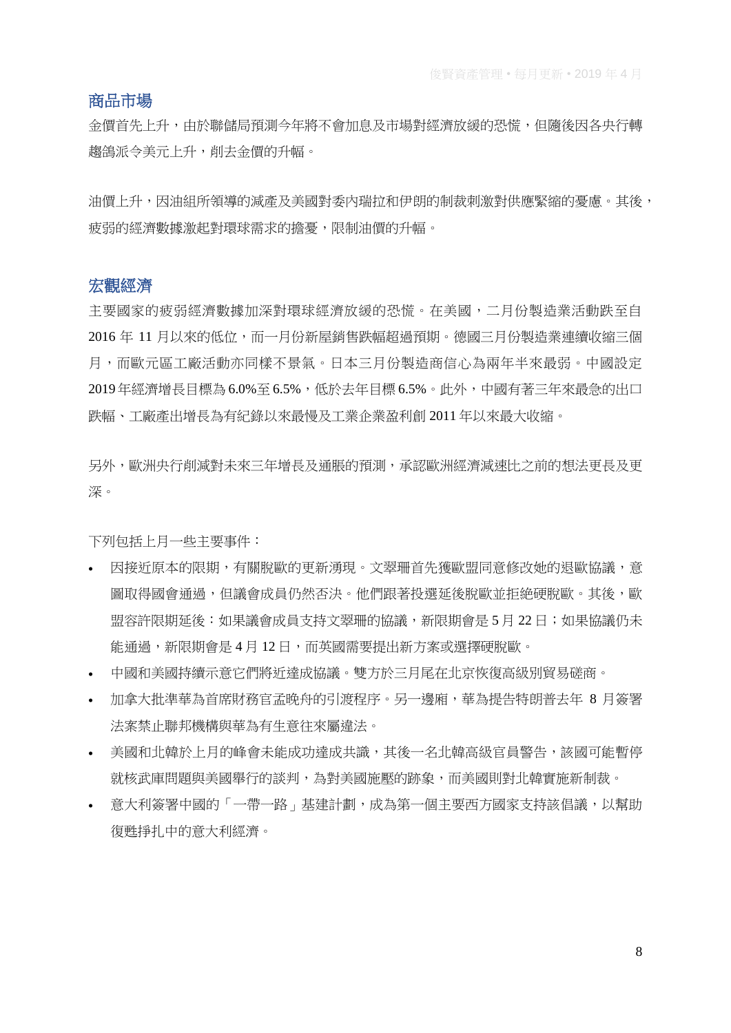## 商品市場

金價首先上升，由於聯儲局預測今年將不會加息及市場對經濟放緩的恐慌，但隨後因各央行轉趨鴿派令美元上升，削去金價的升幅。

油價上升，因油組所領導的減產及美國對委內瑞拉和伊朗的制裁刺激對供應緊縮的憂慮。其後，疲弱的經濟數據激起對環球需求的擔憂，限制油價的升幅。

## 宏觀經濟

主要國家的疲弱經濟數據加深對環球經濟放緩的恐慌。在美國，二月份製造業活動跌至自 2016 年 11 月以來的低位，而一月份新屋銷售跌幅超過預期。德國三月份製造業連續收縮三個月，而歐元區工廠活動亦同樣不景氣。日本三月份製造商信心為兩年半來最弱。中國設定 2019 年經濟增長目標為 6.0%至 6.5%，低於去年目標 6.5%。此外，中國有著三年來最急的出口跌幅、工廠產出增長為有紀錄以來最慢及工業企業盈利創 2011 年以來最大收縮。

另外，歐洲央行削減對未來三年增長及通脹的預測，承認歐洲經濟減速比之前的想法更長及更深。

下列包括上月一些主要事件：

- 因接近原本的限期，有關脫歐的更新湧現。文翠珊首先獲歐盟同意修改她的退歐協議，意圖取得國會通過，但議會成員仍然否決。他們跟著投選延後脫歐並拒絕硬脫歐。其後，歐盟容許限期延後：如果議會成員支持文翠珊的協議，新限期會是 5 月 22 日；如果協議仍未能通過，新限期會是 4 月 12 日，而英國需要提出新方案或選擇硬脫歐。
- 中國和美國持續示意它們將近達成協議。雙方於三月尾在北京恢復高級別貿易磋商。
- 加拿大批準華為首席財務官孟晚舟的引渡程序。另一邊廂，華為提告特朗普去年 8 月簽署法案禁止聯邦機構與華為有生意往來屬違法。
- 美國和北韓於上月的峰會未能成功達成共識，其後一名北韓高級官員警告，該國可能暫停就核武庫問題與美國舉行的談判，為對美國施壓的跡象，而美國則對北韓實施新制裁。
- 意大利簽署中國的「一帶一路」基建計劃，成為第一個主要西方國家支持該倡議，以幫助復甦掙扎中的意大利經濟。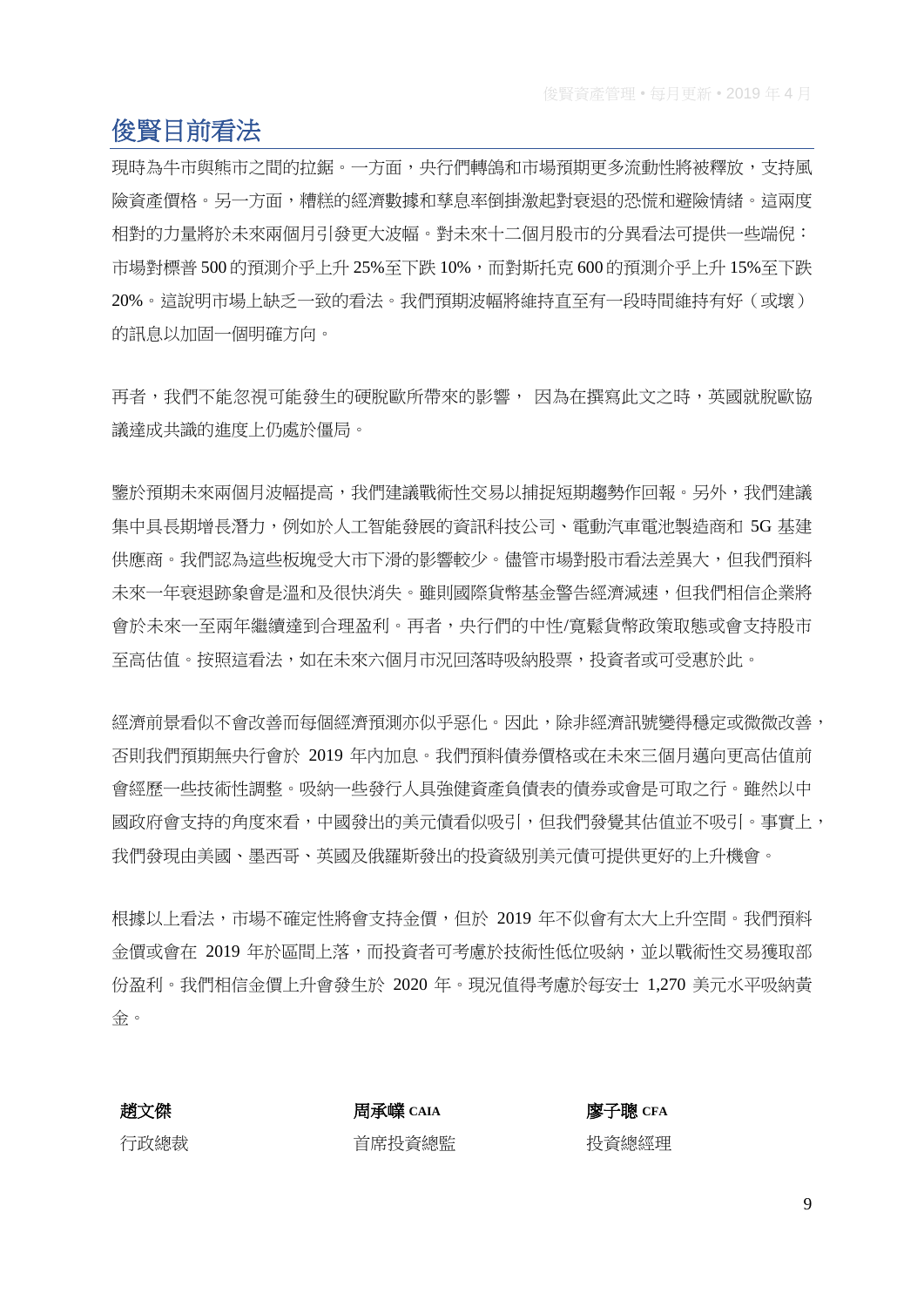## 俊賢目前看法

現時為牛市與熊市之間的拉鋸。一方面，央行們轉鴿和市場預期更多流動性將被釋放，支持風險資產價格。另一方面，糟糕的經濟數據和孳息率倒掛激起對衰退的恐慌和避險情緒。這兩度相對的力量將於未來兩個月引發更大波幅。對未來十二個月股市的分異看法可提供一些端倪：市場對標普 500 的預測介乎上升 25%至下跌 10%，而對斯托克 600 的預測介乎上升 15%至下跌 20%。這說明市場上缺乏一致的看法。我們預期波幅將維持直至有一段時間維持有好（或壞）的訊息以加固一個明確方向。

再者，我們不能忽視可能發生的硬脫歐所帶來的影響， 因為在撰寫此文之時，英國就脫歐協議達成共識的進度上仍處於僵局。

鑒於預期未來兩個月波幅提高，我們建議戰術性交易以捕捉短期趨勢作回報。另外，我們建議集中具長期增長潛力，例如於人工智能發展的資訊科技公司、電動汽車電池製造商和 5G 基建供應商。我們認為這些板塊受大市下滑的影響較少。儘管市場對股市看法差異大，但我們預料未來一年衰退跡象會是溫和及很快消失。雖則國際貨幣基金警告經濟減速，但我們相信企業將會於未來一至兩年繼續達到合理盈利。再者，央行們的中性/寬鬆貨幣政策取態或會支持股市至高估值。按照這看法，如在未來六個月市況回落時吸納股票，投資者或可受惠於此。

經濟前景看似不會改善而每個經濟預測亦似乎惡化。因此，除非經濟訊號變得穩定或微微改善，否則我們預期無央行會於 2019 年內加息。我們預料債券價格或在未來三個月邁向更高估值前會經歷一些技術性調整。吸納一些發行人具強健資產負債表的債券或會是可取之行。雖然以中國政府會支持的角度來看，中國發出的美元債看似吸引，但我們發覺其估值並不吸引。事實上，我們發現由美國、墨西哥、英國及俄羅斯發出的投資級別美元債可提供更好的上升機會。

根據以上看法，市場不確定性將會支持金價，但於 2019 年不似會有太大上升空間。我們預料金價或會在 2019 年於區間上落，而投資者可考慮於技術性低位吸納，並以戰術性交易獲取部份盈利。我們相信金價上升會發生於 2020 年。現況值得考慮於每安士 1,270 美元水平吸納黃金。

**趙文傑**
行政總裁

**周承嶸 CAIA**
首席投資總監

**廖子聰 CFA**
投資總經理